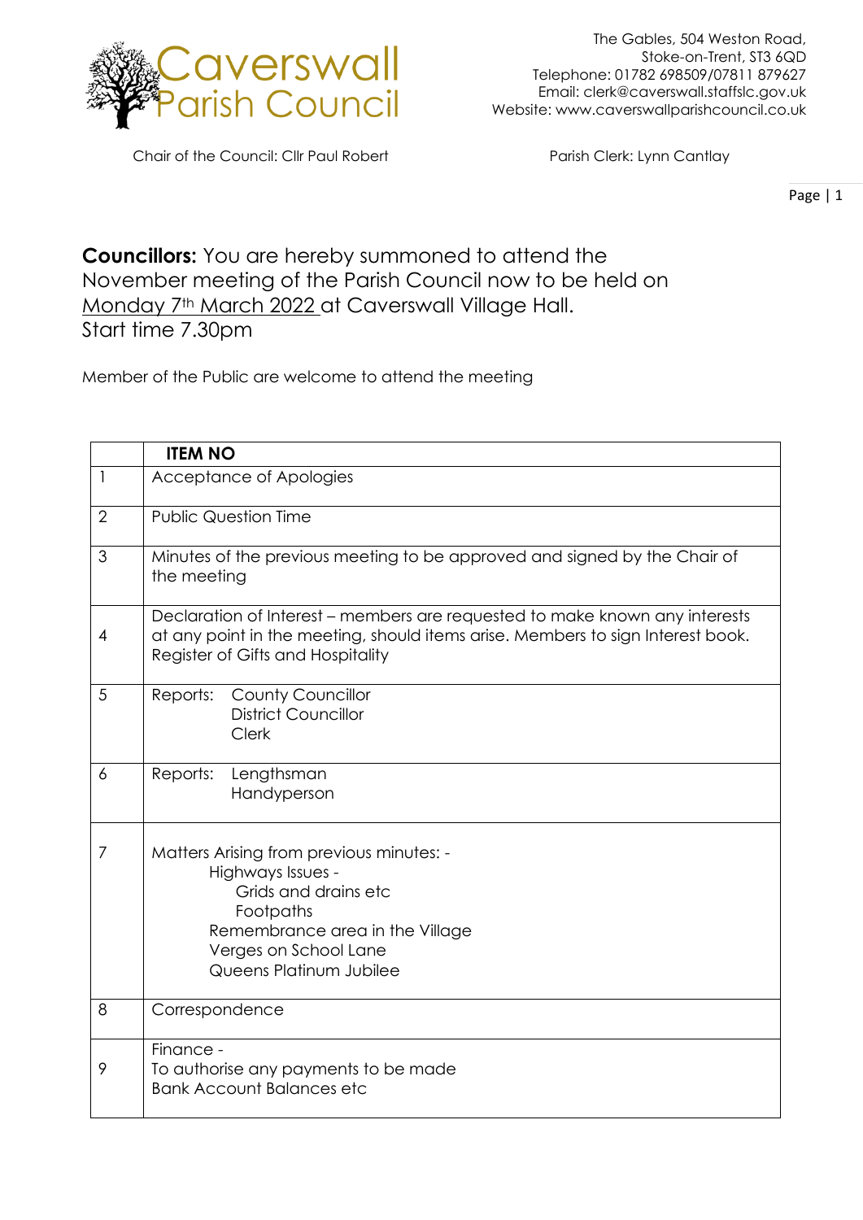Caverswall Parish Council

The Gables, 504 Weston Road,
Stoke-on-Trent, ST3 6QD
Telephone: 01782 698509/07811 879627
Email: clerk@caverswall.staffslc.gov.uk
Website: www.caverswallparishcouncil.co.uk

Chair of the Council: Cllr Paul Robert

Parish Clerk: Lynn Cantlay

**Councillors:** You are hereby summoned to attend the November meeting of the Parish Council now to be held on Monday 7th March 2022 at Caverswall Village Hall.
Start time 7.30pm

Member of the Public are welcome to attend the meeting

| | **ITEM NO** |
|---|---|
| 1 | Acceptance of Apologies |
| 2 | Public Question Time |
| 3 | Minutes of the previous meeting to be approved and signed by the Chair of the meeting |
| 4 | Declaration of Interest – members are requested to make known any interests at any point in the meeting, should items arise. Members to sign Interest book. Register of Gifts and Hospitality |
| 5 | Reports: County Councillor<br>District Councillor<br>Clerk |
| 6 | Reports: Lengthsman<br>Handyperson |
| 7 | Matters Arising from previous minutes: -<br>Highways Issues -<br>Grids and drains etc<br>Footpaths<br>Remembrance area in the Village<br>Verges on School Lane<br>Queens Platinum Jubilee |
| 8 | Correspondence |
| 9 | Finance -<br>To authorise any payments to be made<br>Bank Account Balances etc |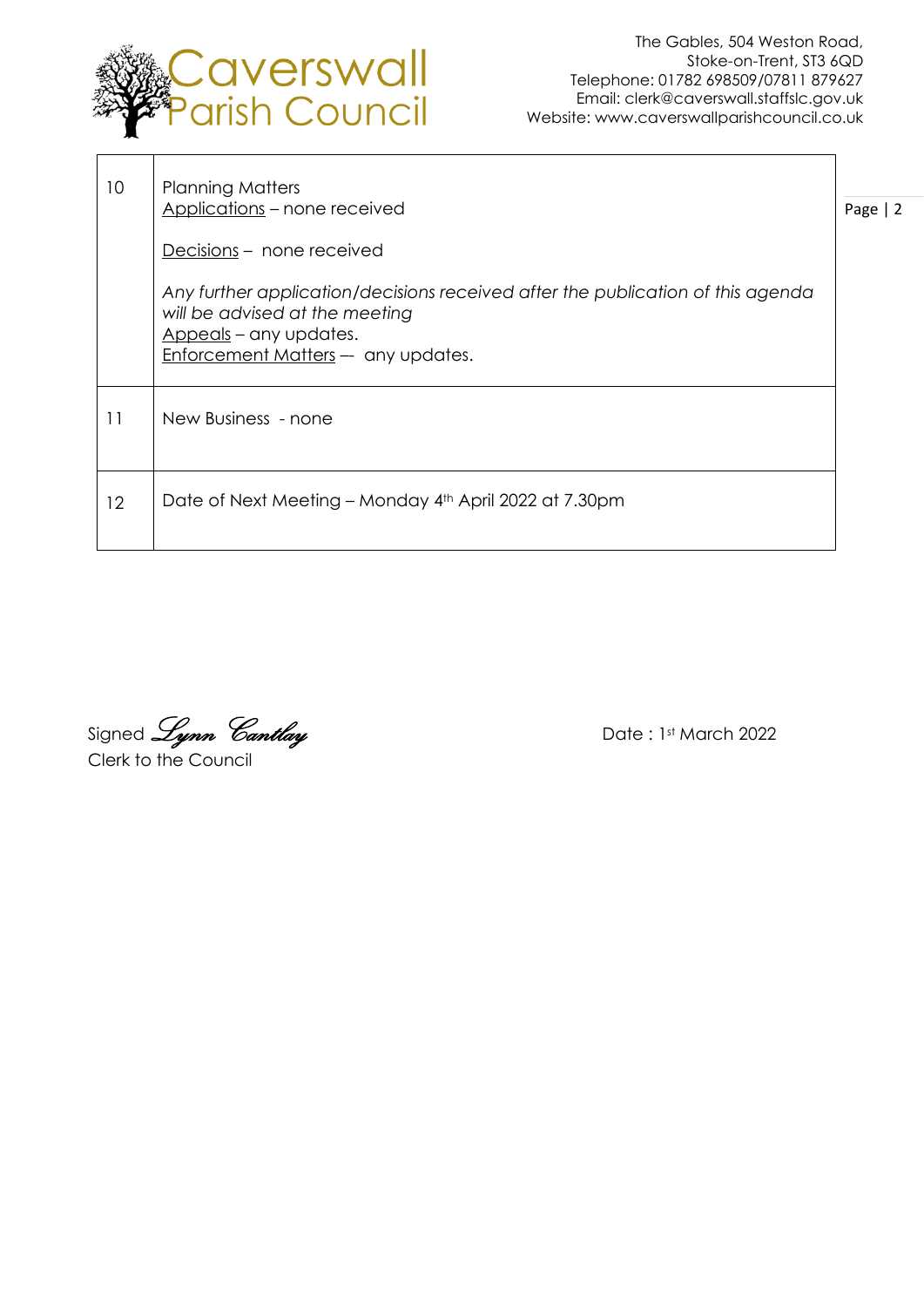Caverswall Parish Council

The Gables, 504 Weston Road,
Stoke-on-Trent, ST3 6QD
Telephone: 01782 698509/07811 879627
Email: clerk@caverswall.staffslc.gov.uk
Website: www.caverswallparishcouncil.co.uk

| | |
|---|---|
| 10 | Planning Matters<br>Applications – none received<br><br>Decisions – none received<br><br>*Any further application/decisions received after the publication of this agenda will be advised at the meeting*<br>Appeals – any updates.<br>Enforcement Matters – any updates. |
| 11 | New Business - none |
| 12 | Date of Next Meeting – Monday 4th April 2022 at 7.30pm |

Signed *Lynn Cantlay*
Clerk to the Council

Date : 1st March 2022